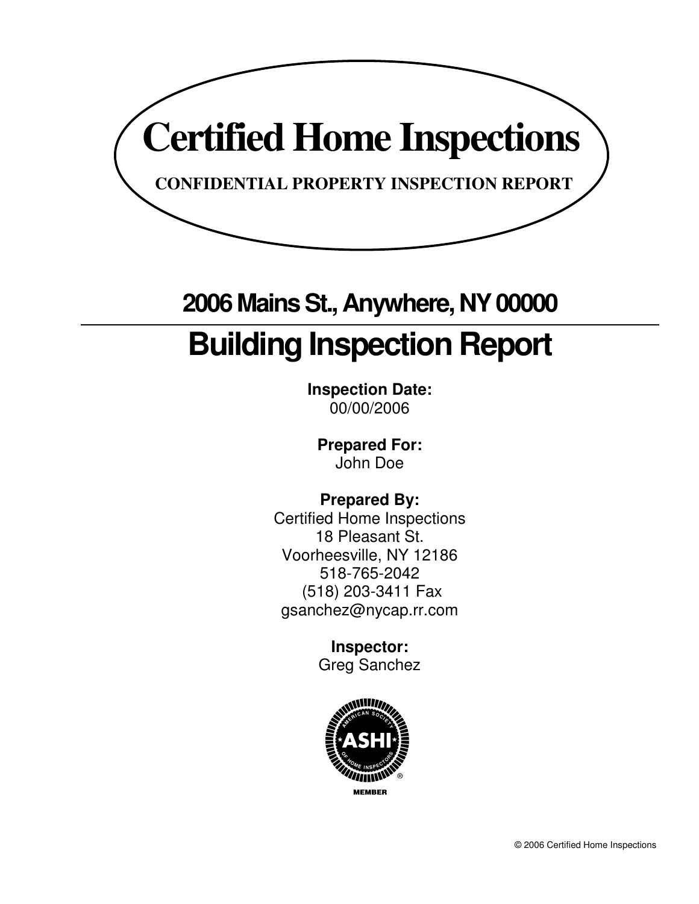# Certified Home Inspections

**CONFIDENTIAL PROPERTY INSPECTION REPORT**

## 2006 Mains St., Anywhere, NY 00000

# Building Inspection Report

**Inspection Date:**
00/00/2006

**Prepared For:**
John Doe

**Prepared By:**
Certified Home Inspections
18 Pleasant St.
Voorheesville, NY 12186
518-765-2042
(518) 203-3411 Fax
gsanchez@nycap.rr.com

**Inspector:**
Greg Sanchez

AMERICAN SOCIETY OF HOME INSPECTORS
ASHI®
MEMBER

© 2006 Certified Home Inspections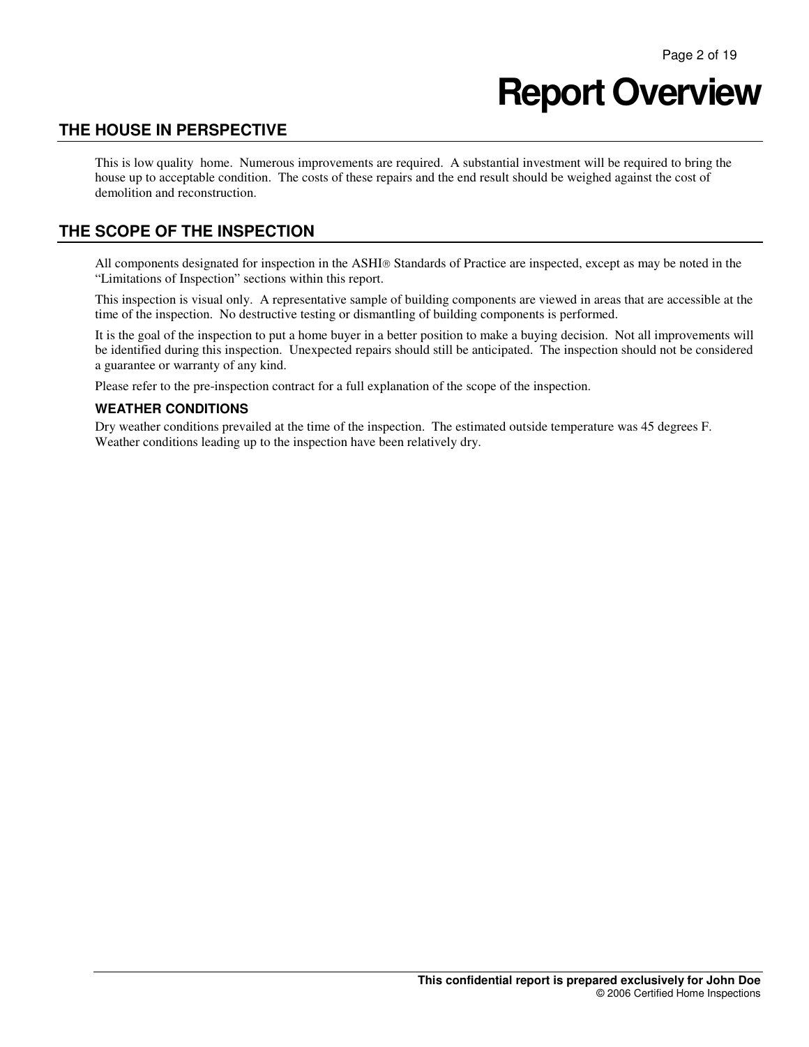# Report Overview

## THE HOUSE IN PERSPECTIVE

This is low quality home. Numerous improvements are required. A substantial investment will be required to bring the house up to acceptable condition. The costs of these repairs and the end result should be weighed against the cost of demolition and reconstruction.

## THE SCOPE OF THE INSPECTION

All components designated for inspection in the ASHI® Standards of Practice are inspected, except as may be noted in the "Limitations of Inspection" sections within this report.

This inspection is visual only. A representative sample of building components are viewed in areas that are accessible at the time of the inspection. No destructive testing or dismantling of building components is performed.

It is the goal of the inspection to put a home buyer in a better position to make a buying decision. Not all improvements will be identified during this inspection. Unexpected repairs should still be anticipated. The inspection should not be considered a guarantee or warranty of any kind.

Please refer to the pre-inspection contract for a full explanation of the scope of the inspection.

### WEATHER CONDITIONS

Dry weather conditions prevailed at the time of the inspection. The estimated outside temperature was 45 degrees F. Weather conditions leading up to the inspection have been relatively dry.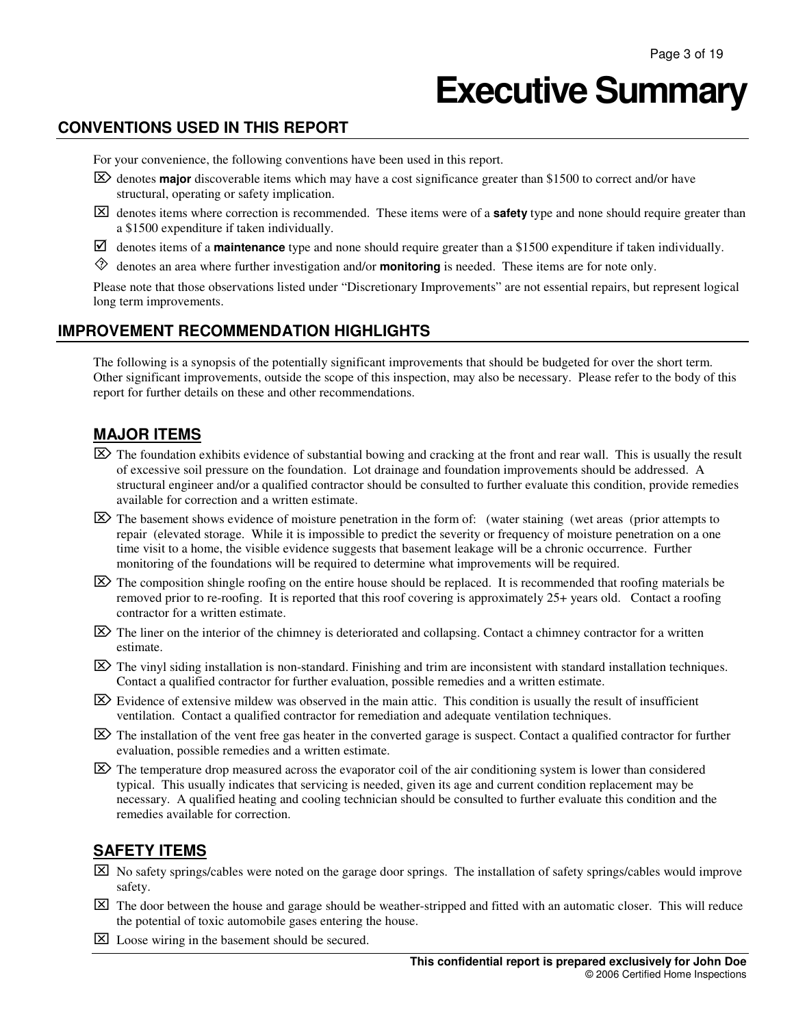# Executive Summary

## CONVENTIONS USED IN THIS REPORT

For your convenience, the following conventions have been used in this report.

- ⌦ denotes **major** discoverable items which may have a cost significance greater than $1500 to correct and/or have structural, operating or safety implication.
- ☒ denotes items where correction is recommended. These items were of a **safety** type and none should require greater than a $1500 expenditure if taken individually.
- ☑ denotes items of a **maintenance** type and none should require greater than a $1500 expenditure if taken individually.
- ⍰ denotes an area where further investigation and/or **monitoring** is needed. These items are for note only.

Please note that those observations listed under "Discretionary Improvements" are not essential repairs, but represent logical long term improvements.

## IMPROVEMENT RECOMMENDATION HIGHLIGHTS

The following is a synopsis of the potentially significant improvements that should be budgeted for over the short term. Other significant improvements, outside the scope of this inspection, may also be necessary. Please refer to the body of this report for further details on these and other recommendations.

### MAJOR ITEMS

- ⌦ The foundation exhibits evidence of substantial bowing and cracking at the front and rear wall. This is usually the result of excessive soil pressure on the foundation. Lot drainage and foundation improvements should be addressed. A structural engineer and/or a qualified contractor should be consulted to further evaluate this condition, provide remedies available for correction and a written estimate.
- ⌦ The basement shows evidence of moisture penetration in the form of: (water staining (wet areas (prior attempts to repair (elevated storage. While it is impossible to predict the severity or frequency of moisture penetration on a one time visit to a home, the visible evidence suggests that basement leakage will be a chronic occurrence. Further monitoring of the foundations will be required to determine what improvements will be required.
- ⌦ The composition shingle roofing on the entire house should be replaced. It is recommended that roofing materials be removed prior to re-roofing. It is reported that this roof covering is approximately 25+ years old. Contact a roofing contractor for a written estimate.
- ⌦ The liner on the interior of the chimney is deteriorated and collapsing. Contact a chimney contractor for a written estimate.
- ⌦ The vinyl siding installation is non-standard. Finishing and trim are inconsistent with standard installation techniques. Contact a qualified contractor for further evaluation, possible remedies and a written estimate.
- ⌦ Evidence of extensive mildew was observed in the main attic. This condition is usually the result of insufficient ventilation. Contact a qualified contractor for remediation and adequate ventilation techniques.
- ⌦ The installation of the vent free gas heater in the converted garage is suspect. Contact a qualified contractor for further evaluation, possible remedies and a written estimate.
- ⌦ The temperature drop measured across the evaporator coil of the air conditioning system is lower than considered typical. This usually indicates that servicing is needed, given its age and current condition replacement may be necessary. A qualified heating and cooling technician should be consulted to further evaluate this condition and the remedies available for correction.

### SAFETY ITEMS

- ☒ No safety springs/cables were noted on the garage door springs. The installation of safety springs/cables would improve safety.
- ☒ The door between the house and garage should be weather-stripped and fitted with an automatic closer. This will reduce the potential of toxic automobile gases entering the house.
- ☒ Loose wiring in the basement should be secured.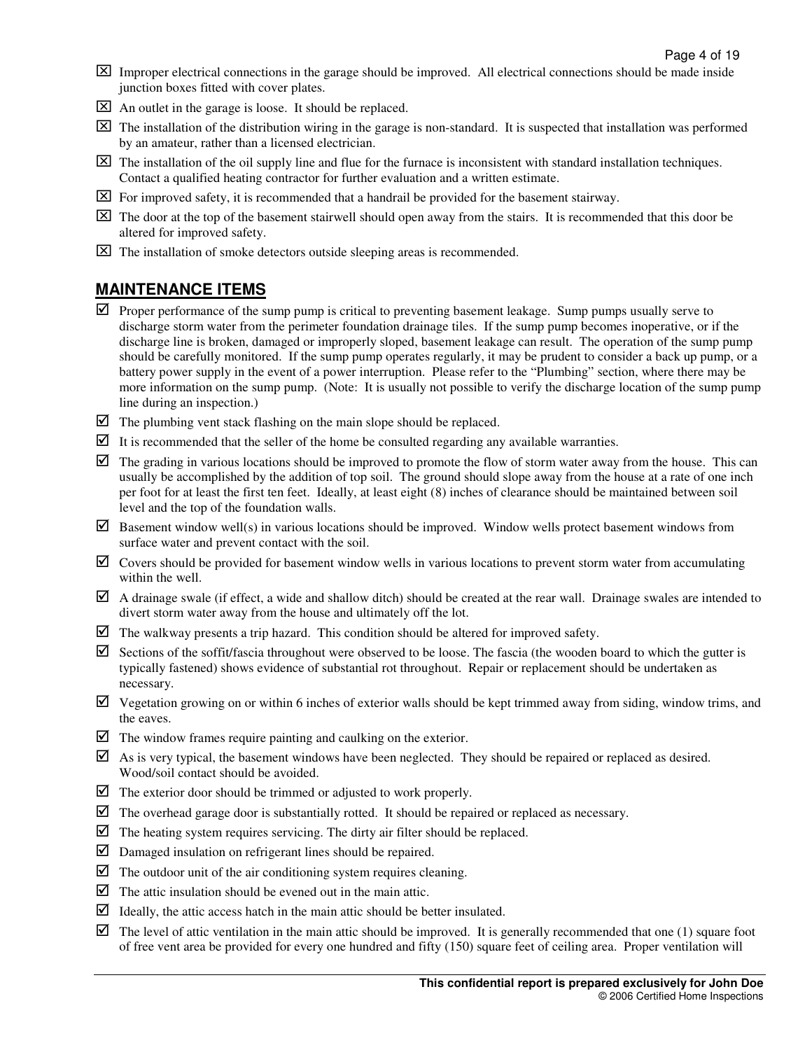☒ Improper electrical connections in the garage should be improved. All electrical connections should be made inside junction boxes fitted with cover plates.

☒ An outlet in the garage is loose. It should be replaced.

☒ The installation of the distribution wiring in the garage is non-standard. It is suspected that installation was performed by an amateur, rather than a licensed electrician.

☒ The installation of the oil supply line and flue for the furnace is inconsistent with standard installation techniques. Contact a qualified heating contractor for further evaluation and a written estimate.

☒ For improved safety, it is recommended that a handrail be provided for the basement stairway.

☒ The door at the top of the basement stairwell should open away from the stairs. It is recommended that this door be altered for improved safety.

☒ The installation of smoke detectors outside sleeping areas is recommended.

## MAINTENANCE ITEMS

☑ Proper performance of the sump pump is critical to preventing basement leakage. Sump pumps usually serve to discharge storm water from the perimeter foundation drainage tiles. If the sump pump becomes inoperative, or if the discharge line is broken, damaged or improperly sloped, basement leakage can result. The operation of the sump pump should be carefully monitored. If the sump pump operates regularly, it may be prudent to consider a back up pump, or a battery power supply in the event of a power interruption. Please refer to the "Plumbing" section, where there may be more information on the sump pump. (Note: It is usually not possible to verify the discharge location of the sump pump line during an inspection.)

☑ The plumbing vent stack flashing on the main slope should be replaced.

☑ It is recommended that the seller of the home be consulted regarding any available warranties.

☑ The grading in various locations should be improved to promote the flow of storm water away from the house. This can usually be accomplished by the addition of top soil. The ground should slope away from the house at a rate of one inch per foot for at least the first ten feet. Ideally, at least eight (8) inches of clearance should be maintained between soil level and the top of the foundation walls.

☑ Basement window well(s) in various locations should be improved. Window wells protect basement windows from surface water and prevent contact with the soil.

☑ Covers should be provided for basement window wells in various locations to prevent storm water from accumulating within the well.

☑ A drainage swale (if effect, a wide and shallow ditch) should be created at the rear wall. Drainage swales are intended to divert storm water away from the house and ultimately off the lot.

☑ The walkway presents a trip hazard. This condition should be altered for improved safety.

☑ Sections of the soffit/fascia throughout were observed to be loose. The fascia (the wooden board to which the gutter is typically fastened) shows evidence of substantial rot throughout. Repair or replacement should be undertaken as necessary.

☑ Vegetation growing on or within 6 inches of exterior walls should be kept trimmed away from siding, window trims, and the eaves.

☑ The window frames require painting and caulking on the exterior.

☑ As is very typical, the basement windows have been neglected. They should be repaired or replaced as desired. Wood/soil contact should be avoided.

☑ The exterior door should be trimmed or adjusted to work properly.

☑ The overhead garage door is substantially rotted. It should be repaired or replaced as necessary.

☑ The heating system requires servicing. The dirty air filter should be replaced.

☑ Damaged insulation on refrigerant lines should be repaired.

☑ The outdoor unit of the air conditioning system requires cleaning.

☑ The attic insulation should be evened out in the main attic.

☑ Ideally, the attic access hatch in the main attic should be better insulated.

☑ The level of attic ventilation in the main attic should be improved. It is generally recommended that one (1) square foot of free vent area be provided for every one hundred and fifty (150) square feet of ceiling area. Proper ventilation will

**This confidential report is prepared exclusively for John Doe**
© 2006 Certified Home Inspections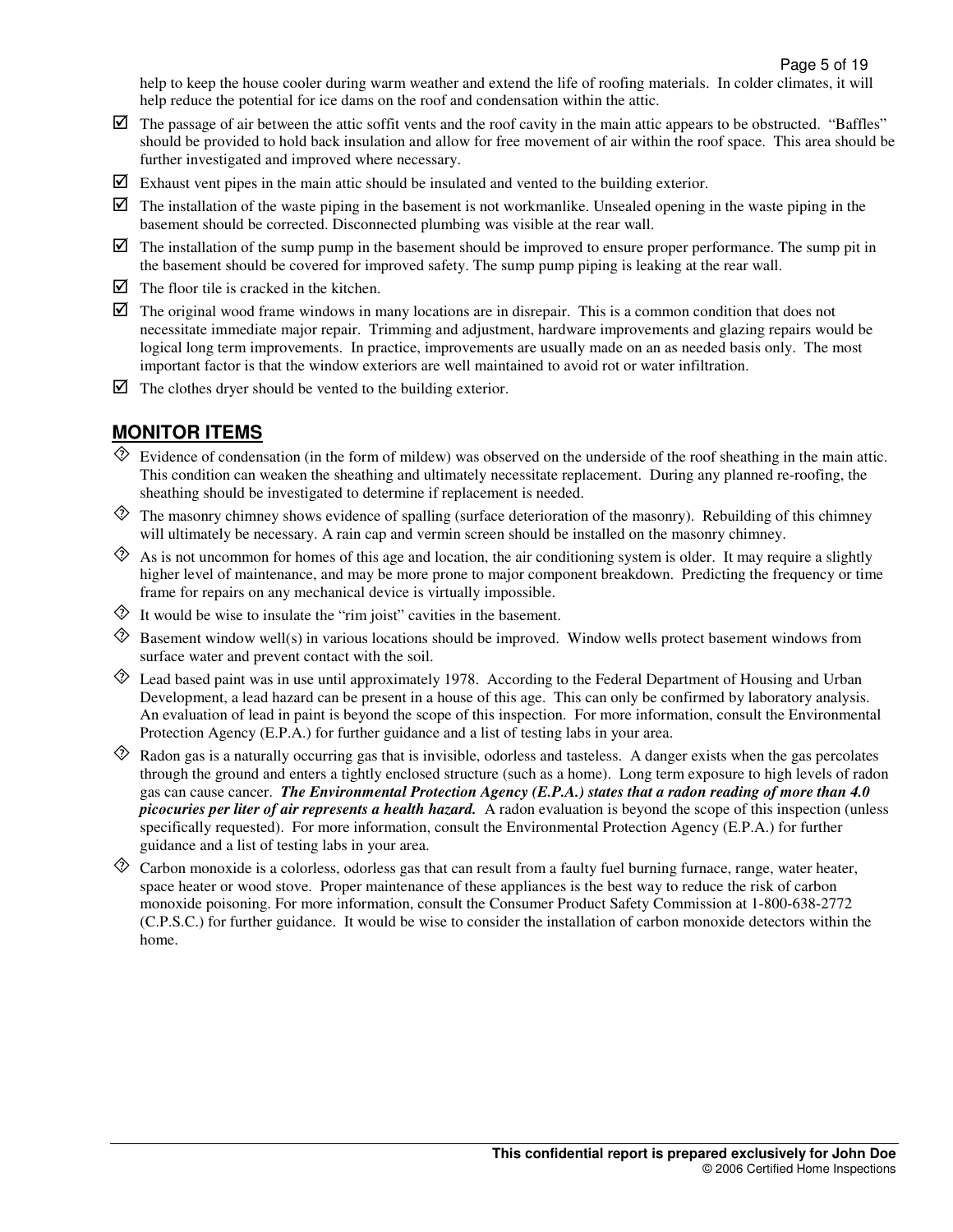help to keep the house cooler during warm weather and extend the life of roofing materials. In colder climates, it will help reduce the potential for ice dams on the roof and condensation within the attic.

- ☑ The passage of air between the attic soffit vents and the roof cavity in the main attic appears to be obstructed. "Baffles" should be provided to hold back insulation and allow for free movement of air within the roof space. This area should be further investigated and improved where necessary.
- ☑ Exhaust vent pipes in the main attic should be insulated and vented to the building exterior.
- ☑ The installation of the waste piping in the basement is not workmanlike. Unsealed opening in the waste piping in the basement should be corrected. Disconnected plumbing was visible at the rear wall.
- ☑ The installation of the sump pump in the basement should be improved to ensure proper performance. The sump pit in the basement should be covered for improved safety. The sump pump piping is leaking at the rear wall.
- ☑ The floor tile is cracked in the kitchen.
- ☑ The original wood frame windows in many locations are in disrepair. This is a common condition that does not necessitate immediate major repair. Trimming and adjustment, hardware improvements and glazing repairs would be logical long term improvements. In practice, improvements are usually made on an as needed basis only. The most important factor is that the window exteriors are well maintained to avoid rot or water infiltration.
- ☑ The clothes dryer should be vented to the building exterior.

## MONITOR ITEMS

- Evidence of condensation (in the form of mildew) was observed on the underside of the roof sheathing in the main attic. This condition can weaken the sheathing and ultimately necessitate replacement. During any planned re-roofing, the sheathing should be investigated to determine if replacement is needed.
- The masonry chimney shows evidence of spalling (surface deterioration of the masonry). Rebuilding of this chimney will ultimately be necessary. A rain cap and vermin screen should be installed on the masonry chimney.
- As is not uncommon for homes of this age and location, the air conditioning system is older. It may require a slightly higher level of maintenance, and may be more prone to major component breakdown. Predicting the frequency or time frame for repairs on any mechanical device is virtually impossible.
- It would be wise to insulate the "rim joist" cavities in the basement.
- Basement window well(s) in various locations should be improved. Window wells protect basement windows from surface water and prevent contact with the soil.
- Lead based paint was in use until approximately 1978. According to the Federal Department of Housing and Urban Development, a lead hazard can be present in a house of this age. This can only be confirmed by laboratory analysis. An evaluation of lead in paint is beyond the scope of this inspection. For more information, consult the Environmental Protection Agency (E.P.A.) for further guidance and a list of testing labs in your area.
- Radon gas is a naturally occurring gas that is invisible, odorless and tasteless. A danger exists when the gas percolates through the ground and enters a tightly enclosed structure (such as a home). Long term exposure to high levels of radon gas can cause cancer. ***The Environmental Protection Agency (E.P.A.) states that a radon reading of more than 4.0 picocuries per liter of air represents a health hazard.*** A radon evaluation is beyond the scope of this inspection (unless specifically requested). For more information, consult the Environmental Protection Agency (E.P.A.) for further guidance and a list of testing labs in your area.
- Carbon monoxide is a colorless, odorless gas that can result from a faulty fuel burning furnace, range, water heater, space heater or wood stove. Proper maintenance of these appliances is the best way to reduce the risk of carbon monoxide poisoning. For more information, consult the Consumer Product Safety Commission at 1-800-638-2772 (C.P.S.C.) for further guidance. It would be wise to consider the installation of carbon monoxide detectors within the home.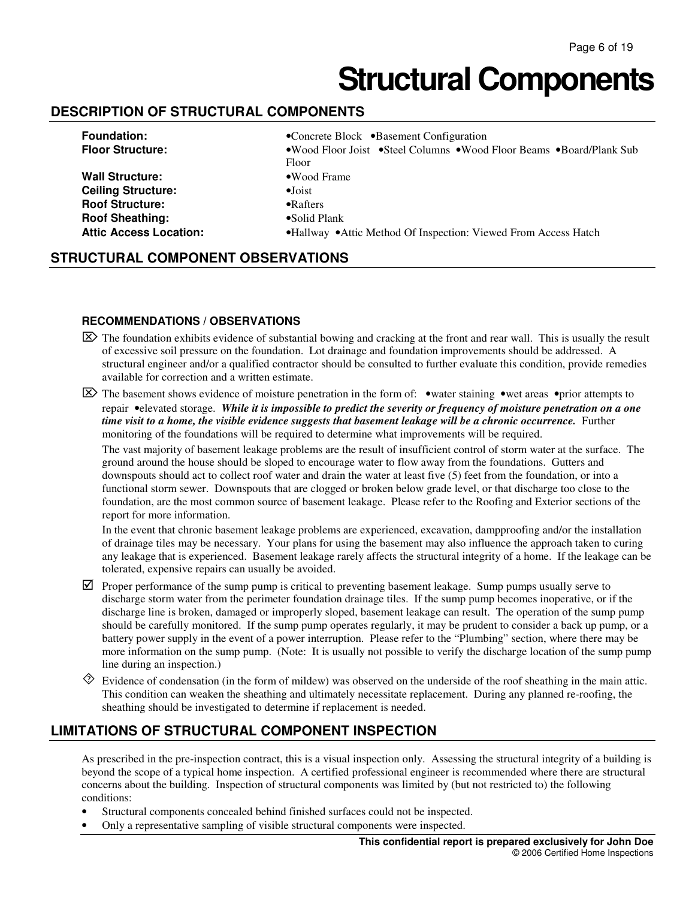# Structural Components

## DESCRIPTION OF STRUCTURAL COMPONENTS

| | |
|---|---|
| **Foundation:** | •Concrete Block •Basement Configuration |
| **Floor Structure:** | •Wood Floor Joist •Steel Columns •Wood Floor Beams •Board/Plank Sub Floor |
| **Wall Structure:** | •Wood Frame |
| **Ceiling Structure:** | •Joist |
| **Roof Structure:** | •Rafters |
| **Roof Sheathing:** | •Solid Plank |
| **Attic Access Location:** | •Hallway •Attic Method Of Inspection: Viewed From Access Hatch |

## STRUCTURAL COMPONENT OBSERVATIONS

### RECOMMENDATIONS / OBSERVATIONS

⌧ The foundation exhibits evidence of substantial bowing and cracking at the front and rear wall. This is usually the result of excessive soil pressure on the foundation. Lot drainage and foundation improvements should be addressed. A structural engineer and/or a qualified contractor should be consulted to further evaluate this condition, provide remedies available for correction and a written estimate.

⌧ The basement shows evidence of moisture penetration in the form of: •water staining •wet areas •prior attempts to repair •elevated storage. ***While it is impossible to predict the severity or frequency of moisture penetration on a one time visit to a home, the visible evidence suggests that basement leakage will be a chronic occurrence.*** Further monitoring of the foundations will be required to determine what improvements will be required.

The vast majority of basement leakage problems are the result of insufficient control of storm water at the surface. The ground around the house should be sloped to encourage water to flow away from the foundations. Gutters and downspouts should act to collect roof water and drain the water at least five (5) feet from the foundation, or into a functional storm sewer. Downspouts that are clogged or broken below grade level, or that discharge too close to the foundation, are the most common source of basement leakage. Please refer to the Roofing and Exterior sections of the report for more information.

In the event that chronic basement leakage problems are experienced, excavation, dampproofing and/or the installation of drainage tiles may be necessary. Your plans for using the basement may also influence the approach taken to curing any leakage that is experienced. Basement leakage rarely affects the structural integrity of a home. If the leakage can be tolerated, expensive repairs can usually be avoided.

☑ Proper performance of the sump pump is critical to preventing basement leakage. Sump pumps usually serve to discharge storm water from the perimeter foundation drainage tiles. If the sump pump becomes inoperative, or if the discharge line is broken, damaged or improperly sloped, basement leakage can result. The operation of the sump pump should be carefully monitored. If the sump pump operates regularly, it may be prudent to consider a back up pump, or a battery power supply in the event of a power interruption. Please refer to the “Plumbing” section, where there may be more information on the sump pump. (Note: It is usually not possible to verify the discharge location of the sump pump line during an inspection.)

◈ Evidence of condensation (in the form of mildew) was observed on the underside of the roof sheathing in the main attic. This condition can weaken the sheathing and ultimately necessitate replacement. During any planned re-roofing, the sheathing should be investigated to determine if replacement is needed.

## LIMITATIONS OF STRUCTURAL COMPONENT INSPECTION

As prescribed in the pre-inspection contract, this is a visual inspection only. Assessing the structural integrity of a building is beyond the scope of a typical home inspection. A certified professional engineer is recommended where there are structural concerns about the building. Inspection of structural components was limited by (but not restricted to) the following conditions:

- Structural components concealed behind finished surfaces could not be inspected.
- Only a representative sampling of visible structural components were inspected.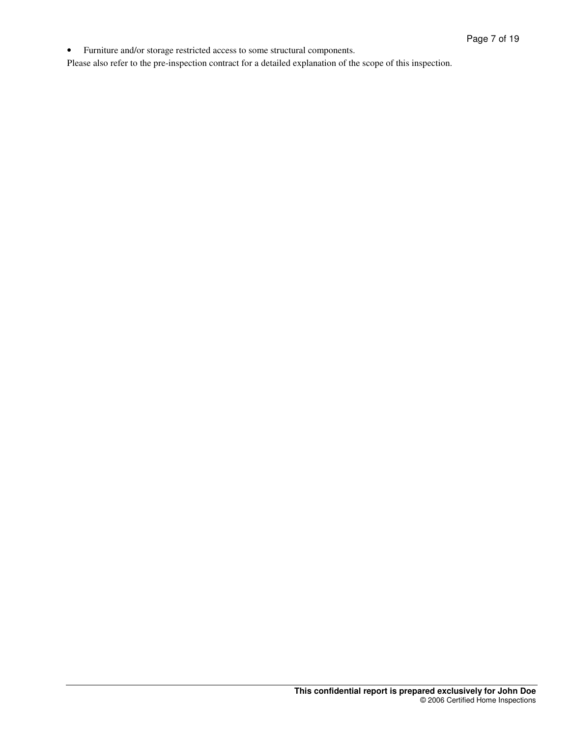- Furniture and/or storage restricted access to some structural components.

Please also refer to the pre-inspection contract for a detailed explanation of the scope of this inspection.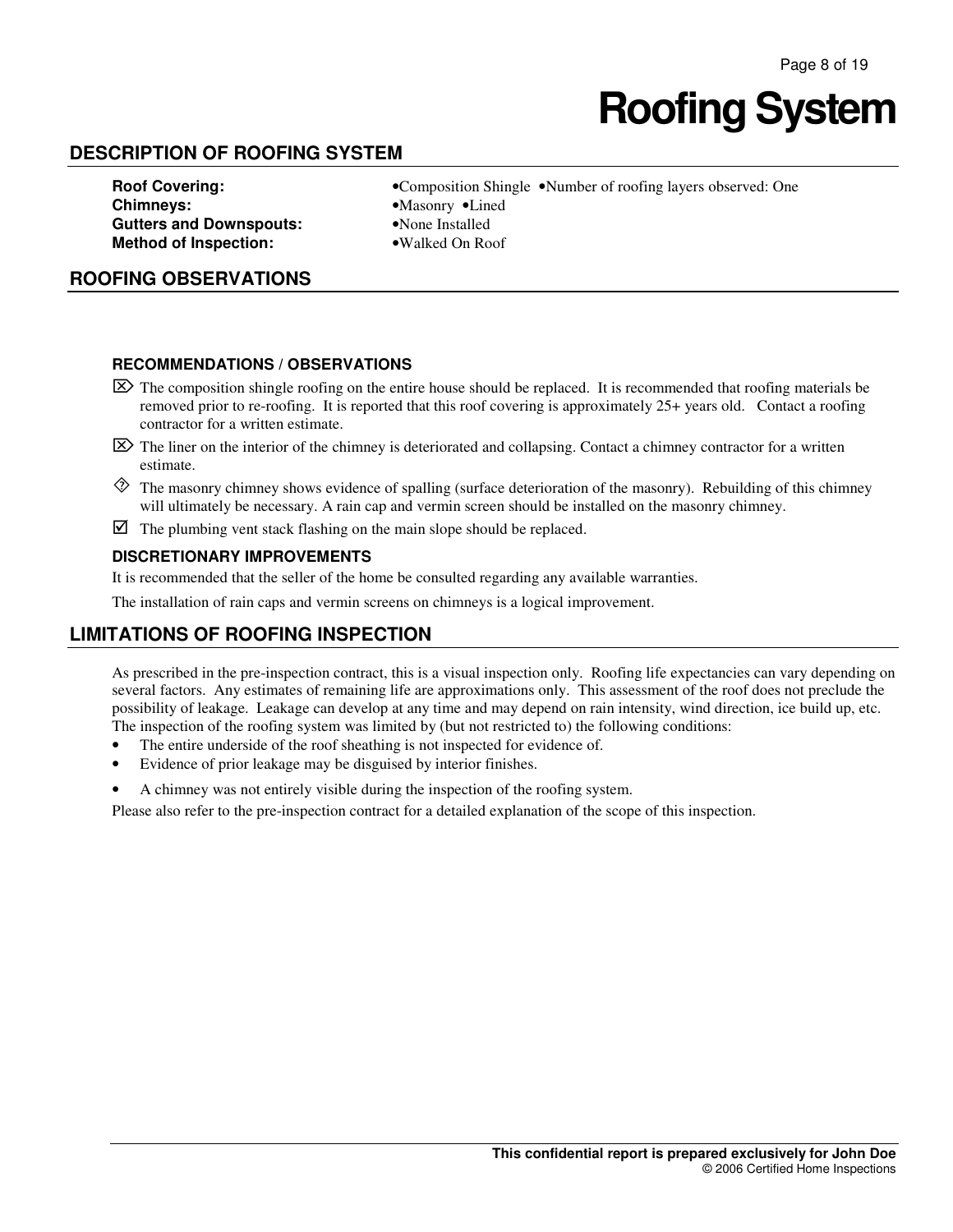# Roofing System

## DESCRIPTION OF ROOFING SYSTEM

| | |
|---|---|
| **Roof Covering:** | •Composition Shingle •Number of roofing layers observed: One |
| **Chimneys:** | •Masonry •Lined |
| **Gutters and Downspouts:** | •None Installed |
| **Method of Inspection:** | •Walked On Roof |

## ROOFING OBSERVATIONS

### RECOMMENDATIONS / OBSERVATIONS

- ⌧ The composition shingle roofing on the entire house should be replaced. It is recommended that roofing materials be removed prior to re-roofing. It is reported that this roof covering is approximately 25+ years old. Contact a roofing contractor for a written estimate.
- ⌧ The liner on the interior of the chimney is deteriorated and collapsing. Contact a chimney contractor for a written estimate.
- ⯑ The masonry chimney shows evidence of spalling (surface deterioration of the masonry). Rebuilding of this chimney will ultimately be necessary. A rain cap and vermin screen should be installed on the masonry chimney.
- ☑ The plumbing vent stack flashing on the main slope should be replaced.

### DISCRETIONARY IMPROVEMENTS

It is recommended that the seller of the home be consulted regarding any available warranties.

The installation of rain caps and vermin screens on chimneys is a logical improvement.

## LIMITATIONS OF ROOFING INSPECTION

As prescribed in the pre-inspection contract, this is a visual inspection only. Roofing life expectancies can vary depending on several factors. Any estimates of remaining life are approximations only. This assessment of the roof does not preclude the possibility of leakage. Leakage can develop at any time and may depend on rain intensity, wind direction, ice build up, etc. The inspection of the roofing system was limited by (but not restricted to) the following conditions:

- The entire underside of the roof sheathing is not inspected for evidence of.
- Evidence of prior leakage may be disguised by interior finishes.
- A chimney was not entirely visible during the inspection of the roofing system.

Please also refer to the pre-inspection contract for a detailed explanation of the scope of this inspection.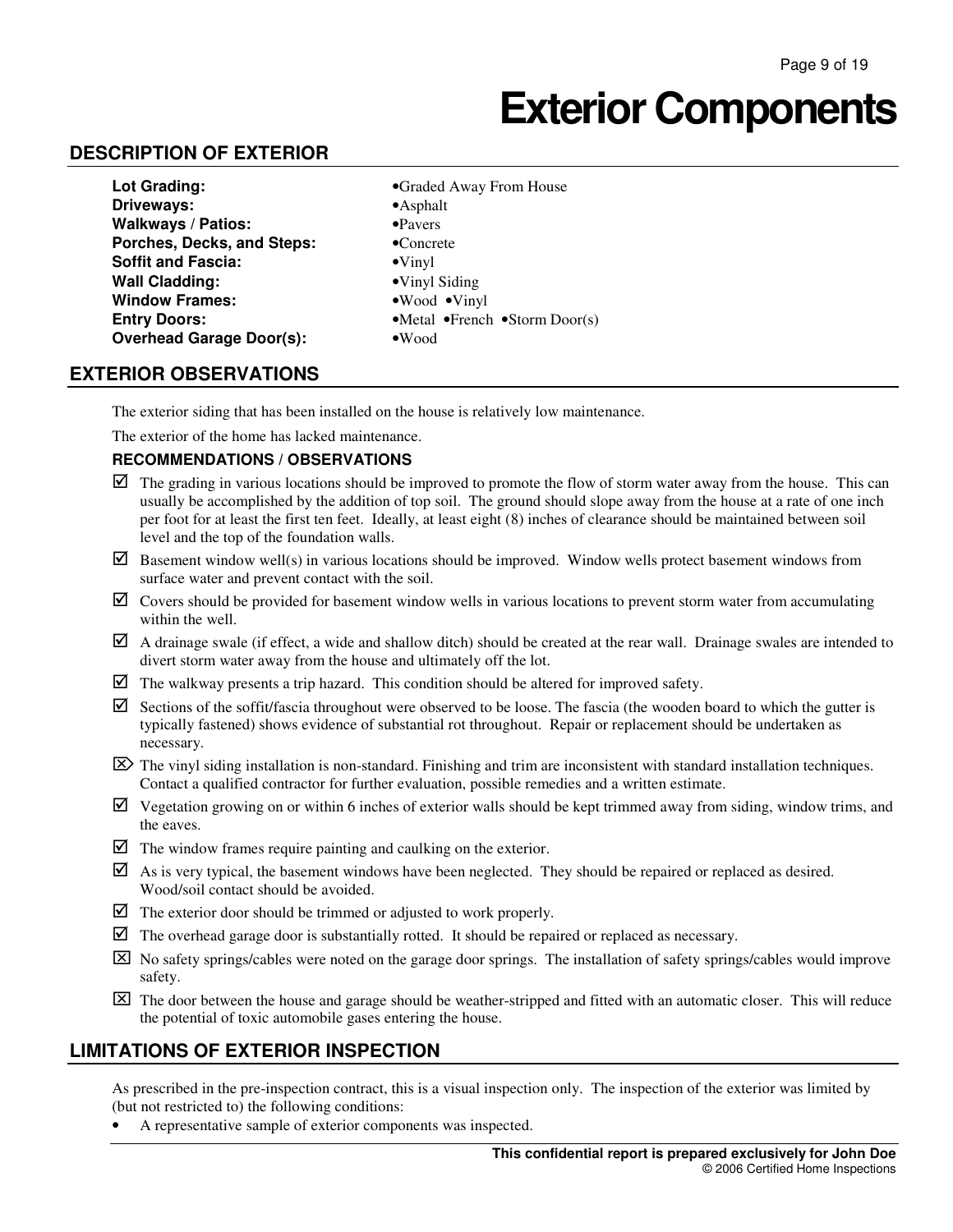// Exterior Components

## DESCRIPTION OF EXTERIOR

| | |
|---|---|
| **Lot Grading:** | •Graded Away From House |
| **Driveways:** | •Asphalt |
| **Walkways / Patios:** | •Pavers |
| **Porches, Decks, and Steps:** | •Concrete |
| **Soffit and Fascia:** | •Vinyl |
| **Wall Cladding:** | •Vinyl Siding |
| **Window Frames:** | •Wood •Vinyl |
| **Entry Doors:** | •Metal •French •Storm Door(s) |
| **Overhead Garage Door(s):** | •Wood |

## EXTERIOR OBSERVATIONS

The exterior siding that has been installed on the house is relatively low maintenance.

The exterior of the home has lacked maintenance.

### RECOMMENDATIONS / OBSERVATIONS

- ☑ The grading in various locations should be improved to promote the flow of storm water away from the house. This can usually be accomplished by the addition of top soil. The ground should slope away from the house at a rate of one inch per foot for at least the first ten feet. Ideally, at least eight (8) inches of clearance should be maintained between soil level and the top of the foundation walls.
- ☑ Basement window well(s) in various locations should be improved. Window wells protect basement windows from surface water and prevent contact with the soil.
- ☑ Covers should be provided for basement window wells in various locations to prevent storm water from accumulating within the well.
- ☑ A drainage swale (if effect, a wide and shallow ditch) should be created at the rear wall. Drainage swales are intended to divert storm water away from the house and ultimately off the lot.
- ☑ The walkway presents a trip hazard. This condition should be altered for improved safety.
- ☑ Sections of the soffit/fascia throughout were observed to be loose. The fascia (the wooden board to which the gutter is typically fastened) shows evidence of substantial rot throughout. Repair or replacement should be undertaken as necessary.
- ⌦ The vinyl siding installation is non-standard. Finishing and trim are inconsistent with standard installation techniques. Contact a qualified contractor for further evaluation, possible remedies and a written estimate.
- ☑ Vegetation growing on or within 6 inches of exterior walls should be kept trimmed away from siding, window trims, and the eaves.
- ☑ The window frames require painting and caulking on the exterior.
- ☑ As is very typical, the basement windows have been neglected. They should be repaired or replaced as desired. Wood/soil contact should be avoided.
- ☑ The exterior door should be trimmed or adjusted to work properly.
- ☑ The overhead garage door is substantially rotted. It should be repaired or replaced as necessary.
- ☒ No safety springs/cables were noted on the garage door springs. The installation of safety springs/cables would improve safety.
- ☒ The door between the house and garage should be weather-stripped and fitted with an automatic closer. This will reduce the potential of toxic automobile gases entering the house.

## LIMITATIONS OF EXTERIOR INSPECTION

As prescribed in the pre-inspection contract, this is a visual inspection only. The inspection of the exterior was limited by (but not restricted to) the following conditions:

- A representative sample of exterior components was inspected.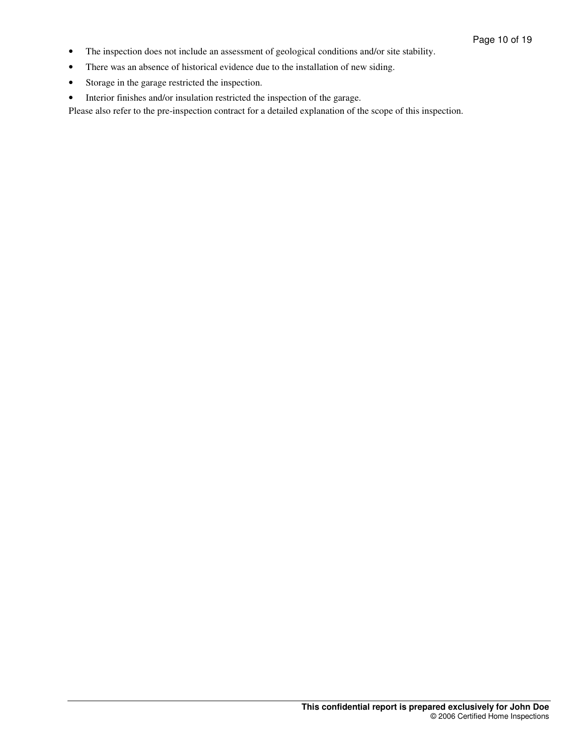- The inspection does not include an assessment of geological conditions and/or site stability.
- There was an absence of historical evidence due to the installation of new siding.
- Storage in the garage restricted the inspection.
- Interior finishes and/or insulation restricted the inspection of the garage.

Please also refer to the pre-inspection contract for a detailed explanation of the scope of this inspection.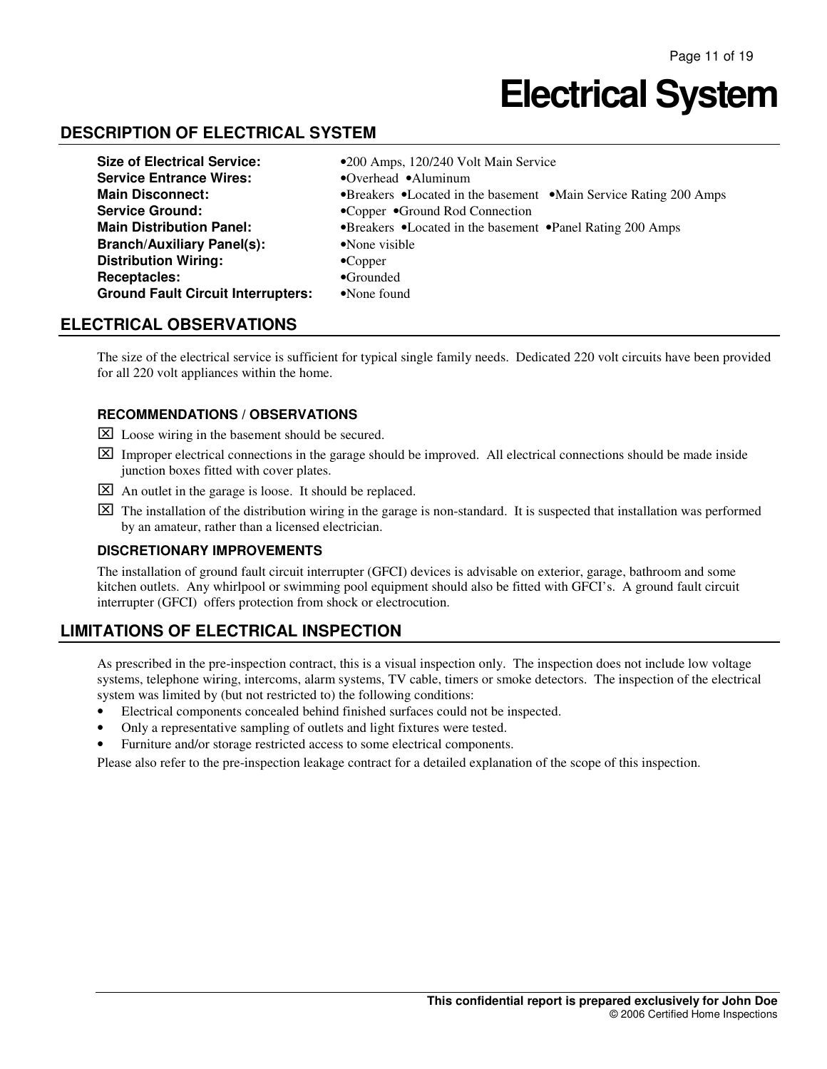# Electrical System

## DESCRIPTION OF ELECTRICAL SYSTEM

**Size of Electrical Service:** •200 Amps, 120/240 Volt Main Service
**Service Entrance Wires:** •Overhead •Aluminum
**Main Disconnect:** •Breakers •Located in the basement •Main Service Rating 200 Amps
**Service Ground:** •Copper •Ground Rod Connection
**Main Distribution Panel:** •Breakers •Located in the basement •Panel Rating 200 Amps
**Branch/Auxiliary Panel(s):** •None visible
**Distribution Wiring:** •Copper
**Receptacles:** •Grounded
**Ground Fault Circuit Interrupters:** •None found

## ELECTRICAL OBSERVATIONS

The size of the electrical service is sufficient for typical single family needs. Dedicated 220 volt circuits have been provided for all 220 volt appliances within the home.

### RECOMMENDATIONS / OBSERVATIONS

- ☒ Loose wiring in the basement should be secured.
- ☒ Improper electrical connections in the garage should be improved. All electrical connections should be made inside junction boxes fitted with cover plates.
- ☒ An outlet in the garage is loose. It should be replaced.
- ☒ The installation of the distribution wiring in the garage is non-standard. It is suspected that installation was performed by an amateur, rather than a licensed electrician.

### DISCRETIONARY IMPROVEMENTS

The installation of ground fault circuit interrupter (GFCI) devices is advisable on exterior, garage, bathroom and some kitchen outlets. Any whirlpool or swimming pool equipment should also be fitted with GFCI's. A ground fault circuit interrupter (GFCI) offers protection from shock or electrocution.

## LIMITATIONS OF ELECTRICAL INSPECTION

As prescribed in the pre-inspection contract, this is a visual inspection only. The inspection does not include low voltage systems, telephone wiring, intercoms, alarm systems, TV cable, timers or smoke detectors. The inspection of the electrical system was limited by (but not restricted to) the following conditions:

- Electrical components concealed behind finished surfaces could not be inspected.
- Only a representative sampling of outlets and light fixtures were tested.
- Furniture and/or storage restricted access to some electrical components.

Please also refer to the pre-inspection leakage contract for a detailed explanation of the scope of this inspection.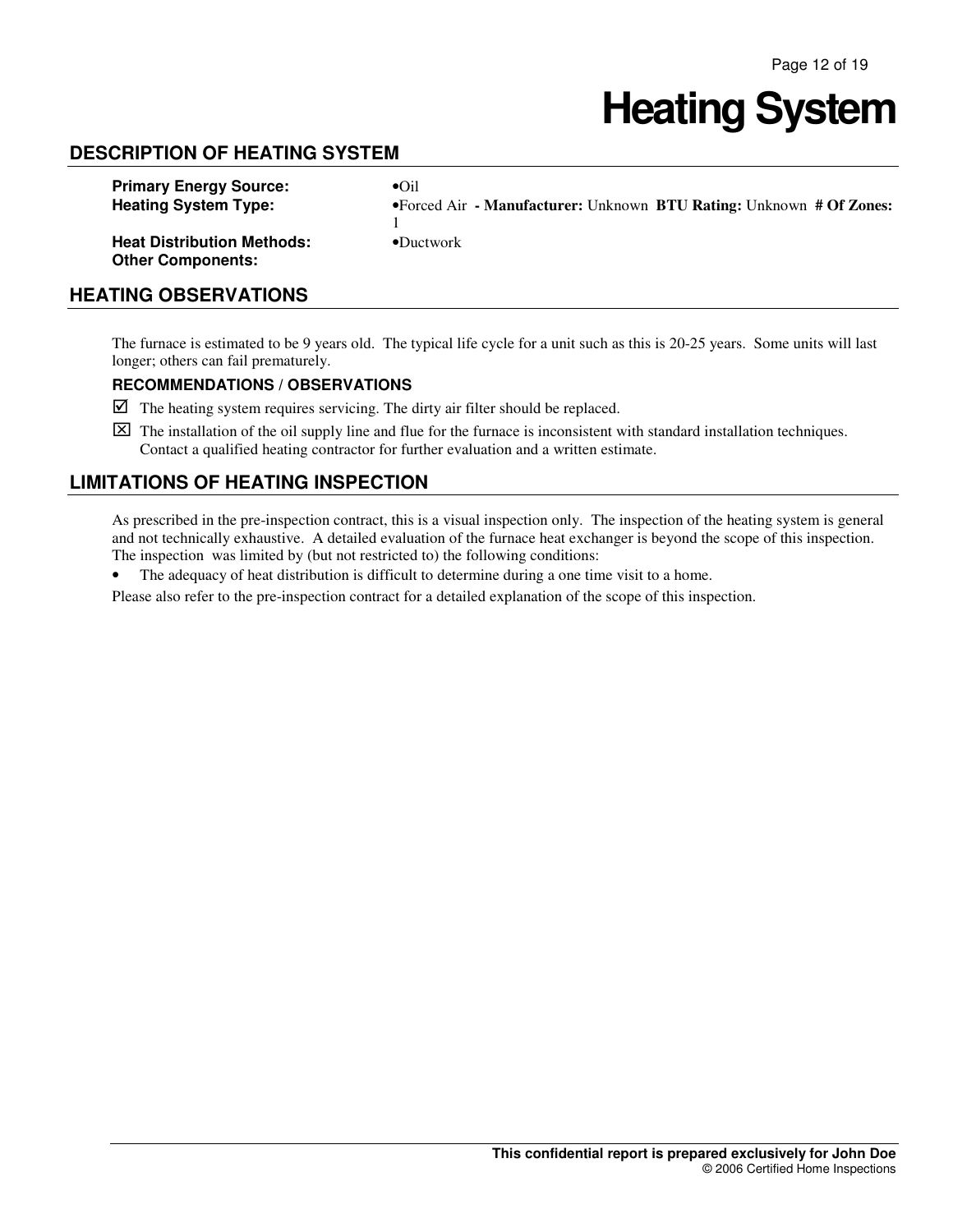# Heating System

## DESCRIPTION OF HEATING SYSTEM

**Primary Energy Source:** •Oil
**Heating System Type:** •Forced Air - **Manufacturer:** Unknown **BTU Rating:** Unknown **# Of Zones:** 1
**Heat Distribution Methods:** •Ductwork
**Other Components:**

## HEATING OBSERVATIONS

The furnace is estimated to be 9 years old. The typical life cycle for a unit such as this is 20-25 years. Some units will last longer; others can fail prematurely.

### RECOMMENDATIONS / OBSERVATIONS

☑ The heating system requires servicing. The dirty air filter should be replaced.

☒ The installation of the oil supply line and flue for the furnace is inconsistent with standard installation techniques. Contact a qualified heating contractor for further evaluation and a written estimate.

## LIMITATIONS OF HEATING INSPECTION

As prescribed in the pre-inspection contract, this is a visual inspection only. The inspection of the heating system is general and not technically exhaustive. A detailed evaluation of the furnace heat exchanger is beyond the scope of this inspection. The inspection was limited by (but not restricted to) the following conditions:

- The adequacy of heat distribution is difficult to determine during a one time visit to a home.

Please also refer to the pre-inspection contract for a detailed explanation of the scope of this inspection.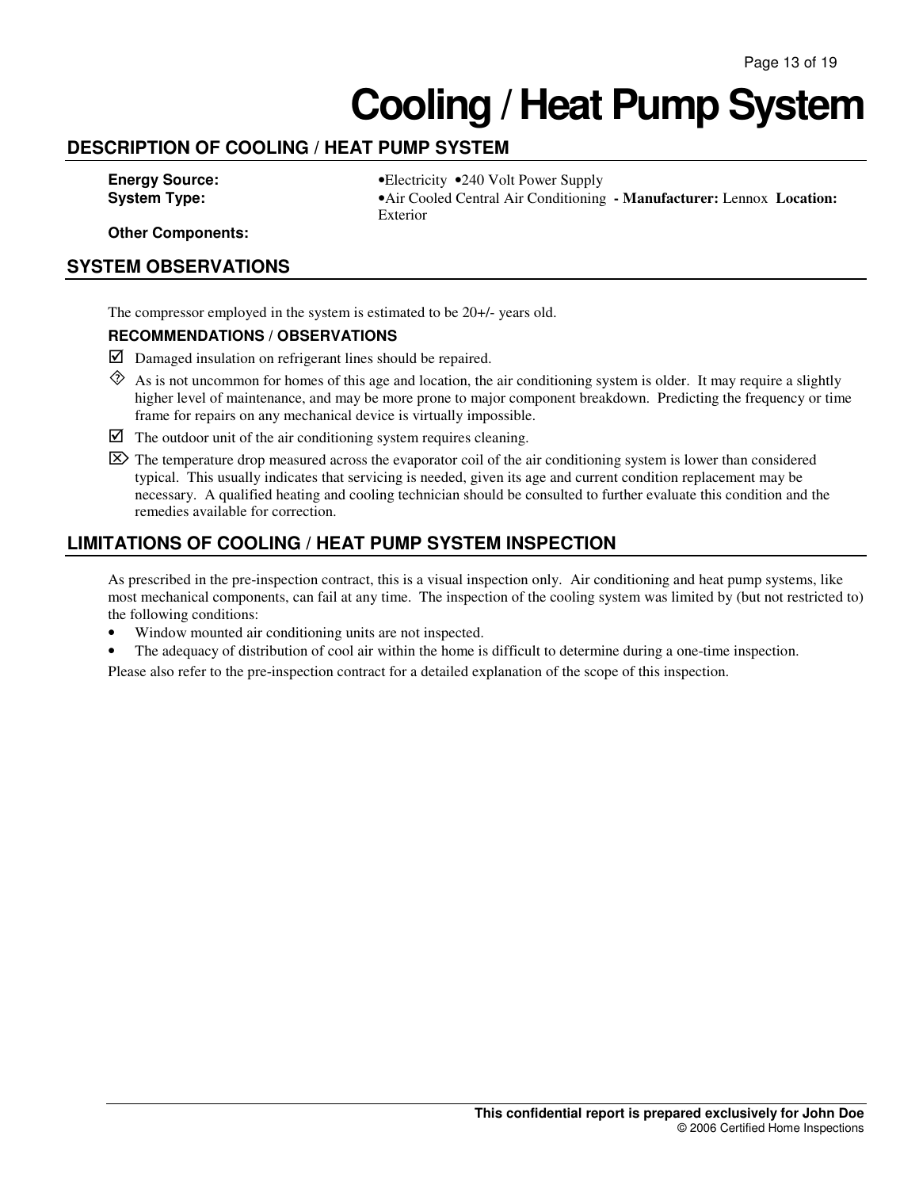# Cooling / Heat Pump System

## DESCRIPTION OF COOLING / HEAT PUMP SYSTEM

**Energy Source:** •Electricity •240 Volt Power Supply

**System Type:** •Air Cooled Central Air Conditioning **- Manufacturer:** Lennox **Location:** Exterior

**Other Components:**

## SYSTEM OBSERVATIONS

The compressor employed in the system is estimated to be 20+/- years old.

### RECOMMENDATIONS / OBSERVATIONS

- ☑ Damaged insulation on refrigerant lines should be repaired.
- ◈ As is not uncommon for homes of this age and location, the air conditioning system is older. It may require a slightly higher level of maintenance, and may be more prone to major component breakdown. Predicting the frequency or time frame for repairs on any mechanical device is virtually impossible.
- ☑ The outdoor unit of the air conditioning system requires cleaning.
- ⌦ The temperature drop measured across the evaporator coil of the air conditioning system is lower than considered typical. This usually indicates that servicing is needed, given its age and current condition replacement may be necessary. A qualified heating and cooling technician should be consulted to further evaluate this condition and the remedies available for correction.

## LIMITATIONS OF COOLING / HEAT PUMP SYSTEM INSPECTION

As prescribed in the pre-inspection contract, this is a visual inspection only. Air conditioning and heat pump systems, like most mechanical components, can fail at any time. The inspection of the cooling system was limited by (but not restricted to) the following conditions:

- Window mounted air conditioning units are not inspected.
- The adequacy of distribution of cool air within the home is difficult to determine during a one-time inspection.

Please also refer to the pre-inspection contract for a detailed explanation of the scope of this inspection.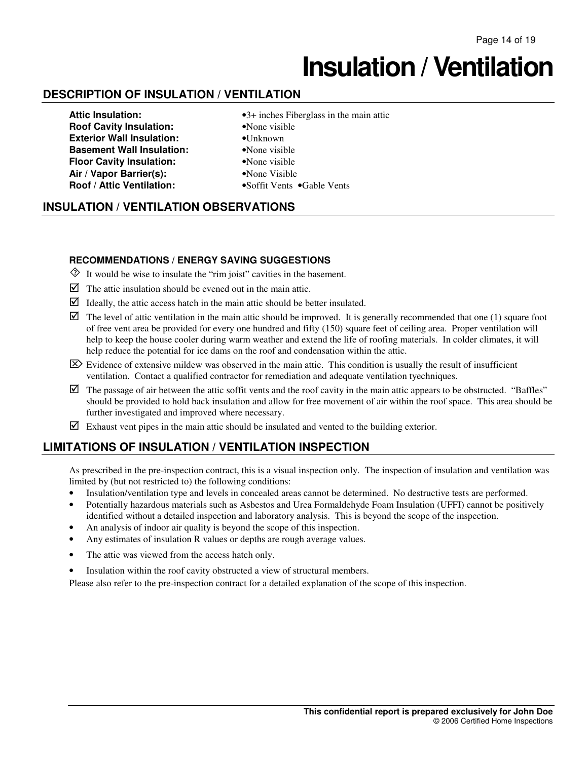# Insulation / Ventilation

## DESCRIPTION OF INSULATION / VENTILATION

| | |
|---|---|
| **Attic Insulation:** | •3+ inches Fiberglass in the main attic |
| **Roof Cavity Insulation:** | •None visible |
| **Exterior Wall Insulation:** | •Unknown |
| **Basement Wall Insulation:** | •None visible |
| **Floor Cavity Insulation:** | •None visible |
| **Air / Vapor Barrier(s):** | •None Visible |
| **Roof / Attic Ventilation:** | •Soffit Vents •Gable Vents |

## INSULATION / VENTILATION OBSERVATIONS

### RECOMMENDATIONS / ENERGY SAVING SUGGESTIONS

- It would be wise to insulate the "rim joist" cavities in the basement.
- ☑ The attic insulation should be evened out in the main attic.
- ☑ Ideally, the attic access hatch in the main attic should be better insulated.
- ☑ The level of attic ventilation in the main attic should be improved. It is generally recommended that one (1) square foot of free vent area be provided for every one hundred and fifty (150) square feet of ceiling area. Proper ventilation will help to keep the house cooler during warm weather and extend the life of roofing materials. In colder climates, it will help reduce the potential for ice dams on the roof and condensation within the attic.
- Evidence of extensive mildew was observed in the main attic. This condition is usually the result of insufficient ventilation. Contact a qualified contractor for remediation and adequate ventilation tyechniques.
- ☑ The passage of air between the attic soffit vents and the roof cavity in the main attic appears to be obstructed. "Baffles" should be provided to hold back insulation and allow for free movement of air within the roof space. This area should be further investigated and improved where necessary.
- ☑ Exhaust vent pipes in the main attic should be insulated and vented to the building exterior.

## LIMITATIONS OF INSULATION / VENTILATION INSPECTION

As prescribed in the pre-inspection contract, this is a visual inspection only. The inspection of insulation and ventilation was limited by (but not restricted to) the following conditions:

- Insulation/ventilation type and levels in concealed areas cannot be determined. No destructive tests are performed.
- Potentially hazardous materials such as Asbestos and Urea Formaldehyde Foam Insulation (UFFI) cannot be positively identified without a detailed inspection and laboratory analysis. This is beyond the scope of the inspection.
- An analysis of indoor air quality is beyond the scope of this inspection.
- Any estimates of insulation R values or depths are rough average values.
- The attic was viewed from the access hatch only.
- Insulation within the roof cavity obstructed a view of structural members.

Please also refer to the pre-inspection contract for a detailed explanation of the scope of this inspection.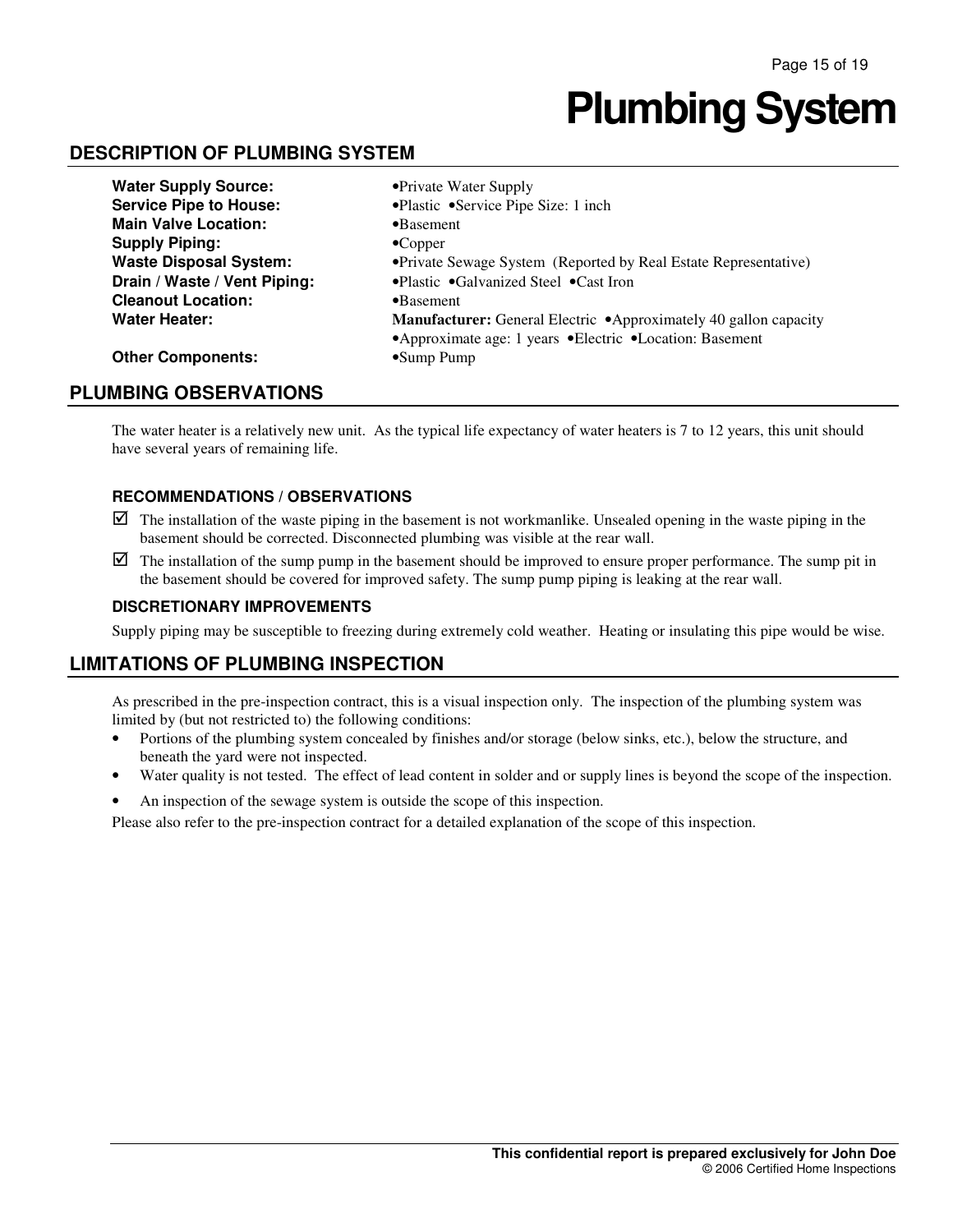# Plumbing System

## DESCRIPTION OF PLUMBING SYSTEM

| | |
|---|---|
| **Water Supply Source:** | •Private Water Supply |
| **Service Pipe to House:** | •Plastic •Service Pipe Size: 1 inch |
| **Main Valve Location:** | •Basement |
| **Supply Piping:** | •Copper |
| **Waste Disposal System:** | •Private Sewage System (Reported by Real Estate Representative) |
| **Drain / Waste / Vent Piping:** | •Plastic •Galvanized Steel •Cast Iron |
| **Cleanout Location:** | •Basement |
| **Water Heater:** | **Manufacturer:** General Electric •Approximately 40 gallon capacity •Approximate age: 1 years •Electric •Location: Basement |
| **Other Components:** | •Sump Pump |

## PLUMBING OBSERVATIONS

The water heater is a relatively new unit. As the typical life expectancy of water heaters is 7 to 12 years, this unit should have several years of remaining life.

### RECOMMENDATIONS / OBSERVATIONS

- ☑ The installation of the waste piping in the basement is not workmanlike. Unsealed opening in the waste piping in the basement should be corrected. Disconnected plumbing was visible at the rear wall.
- ☑ The installation of the sump pump in the basement should be improved to ensure proper performance. The sump pit in the basement should be covered for improved safety. The sump pump piping is leaking at the rear wall.

### DISCRETIONARY IMPROVEMENTS

Supply piping may be susceptible to freezing during extremely cold weather. Heating or insulating this pipe would be wise.

## LIMITATIONS OF PLUMBING INSPECTION

As prescribed in the pre-inspection contract, this is a visual inspection only. The inspection of the plumbing system was limited by (but not restricted to) the following conditions:

- Portions of the plumbing system concealed by finishes and/or storage (below sinks, etc.), below the structure, and beneath the yard were not inspected.
- Water quality is not tested. The effect of lead content in solder and or supply lines is beyond the scope of the inspection.
- An inspection of the sewage system is outside the scope of this inspection.

Please also refer to the pre-inspection contract for a detailed explanation of the scope of this inspection.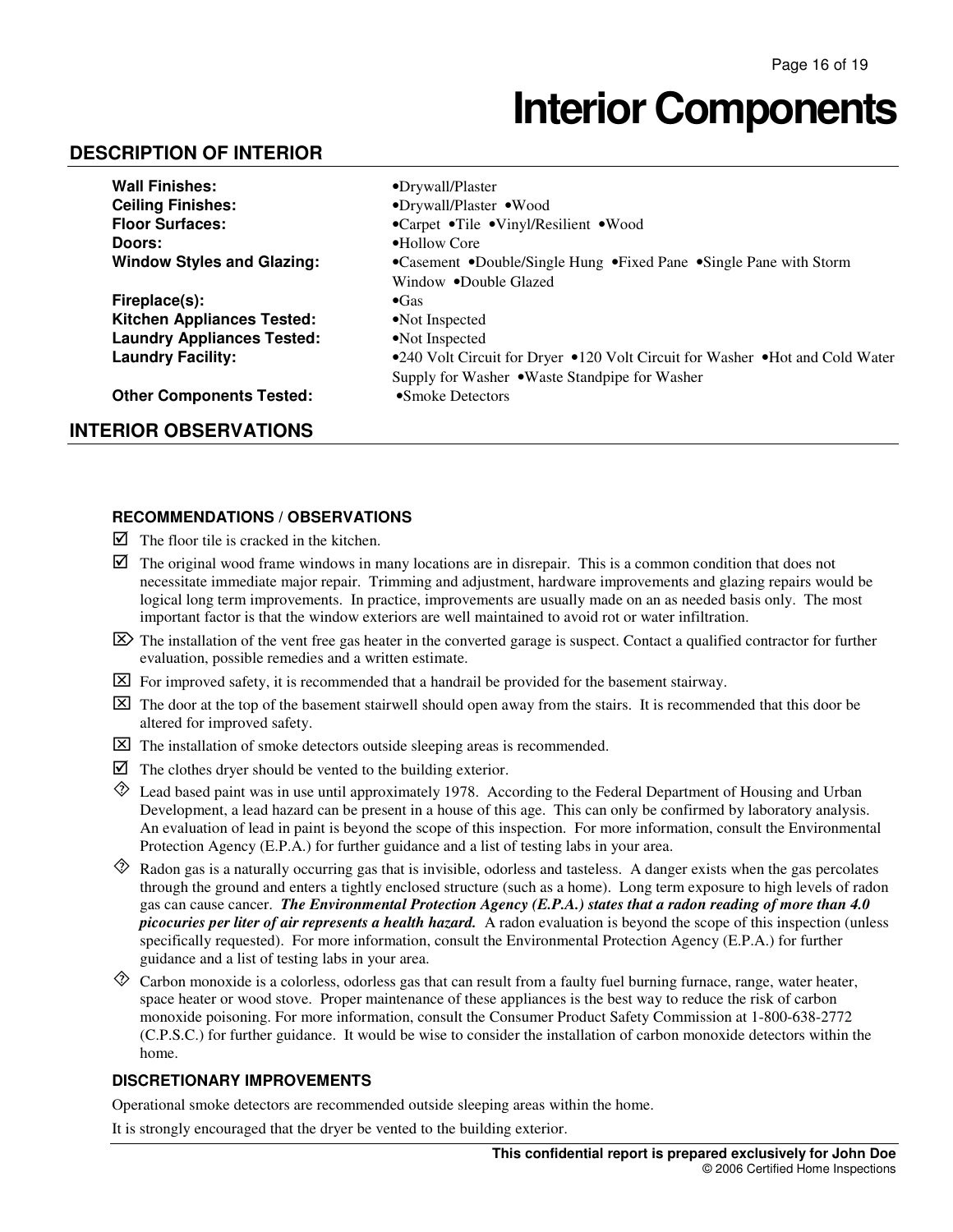# Interior Components

## DESCRIPTION OF INTERIOR

| | |
|---|---|
| **Wall Finishes:** | •Drywall/Plaster |
| **Ceiling Finishes:** | •Drywall/Plaster •Wood |
| **Floor Surfaces:** | •Carpet •Tile •Vinyl/Resilient •Wood |
| **Doors:** | •Hollow Core |
| **Window Styles and Glazing:** | •Casement •Double/Single Hung •Fixed Pane •Single Pane with Storm Window •Double Glazed |
| **Fireplace(s):** | •Gas |
| **Kitchen Appliances Tested:** | •Not Inspected |
| **Laundry Appliances Tested:** | •Not Inspected |
| **Laundry Facility:** | •240 Volt Circuit for Dryer •120 Volt Circuit for Washer •Hot and Cold Water Supply for Washer •Waste Standpipe for Washer |
| **Other Components Tested:** | •Smoke Detectors |

## INTERIOR OBSERVATIONS

### RECOMMENDATIONS / OBSERVATIONS

- ☑ The floor tile is cracked in the kitchen.
- ☑ The original wood frame windows in many locations are in disrepair. This is a common condition that does not necessitate immediate major repair. Trimming and adjustment, hardware improvements and glazing repairs would be logical long term improvements. In practice, improvements are usually made on an as needed basis only. The most important factor is that the window exteriors are well maintained to avoid rot or water infiltration.
- ⌦ The installation of the vent free gas heater in the converted garage is suspect. Contact a qualified contractor for further evaluation, possible remedies and a written estimate.
- ☒ For improved safety, it is recommended that a handrail be provided for the basement stairway.
- ☒ The door at the top of the basement stairwell should open away from the stairs. It is recommended that this door be altered for improved safety.
- ☒ The installation of smoke detectors outside sleeping areas is recommended.
- ☑ The clothes dryer should be vented to the building exterior.
- ◈ Lead based paint was in use until approximately 1978. According to the Federal Department of Housing and Urban Development, a lead hazard can be present in a house of this age. This can only be confirmed by laboratory analysis. An evaluation of lead in paint is beyond the scope of this inspection. For more information, consult the Environmental Protection Agency (E.P.A.) for further guidance and a list of testing labs in your area.
- ◈ Radon gas is a naturally occurring gas that is invisible, odorless and tasteless. A danger exists when the gas percolates through the ground and enters a tightly enclosed structure (such as a home). Long term exposure to high levels of radon gas can cause cancer. ***The Environmental Protection Agency (E.P.A.) states that a radon reading of more than 4.0 picocuries per liter of air represents a health hazard.*** A radon evaluation is beyond the scope of this inspection (unless specifically requested). For more information, consult the Environmental Protection Agency (E.P.A.) for further guidance and a list of testing labs in your area.
- ◈ Carbon monoxide is a colorless, odorless gas that can result from a faulty fuel burning furnace, range, water heater, space heater or wood stove. Proper maintenance of these appliances is the best way to reduce the risk of carbon monoxide poisoning. For more information, consult the Consumer Product Safety Commission at 1-800-638-2772 (C.P.S.C.) for further guidance. It would be wise to consider the installation of carbon monoxide detectors within the home.

### DISCRETIONARY IMPROVEMENTS

Operational smoke detectors are recommended outside sleeping areas within the home.

It is strongly encouraged that the dryer be vented to the building exterior.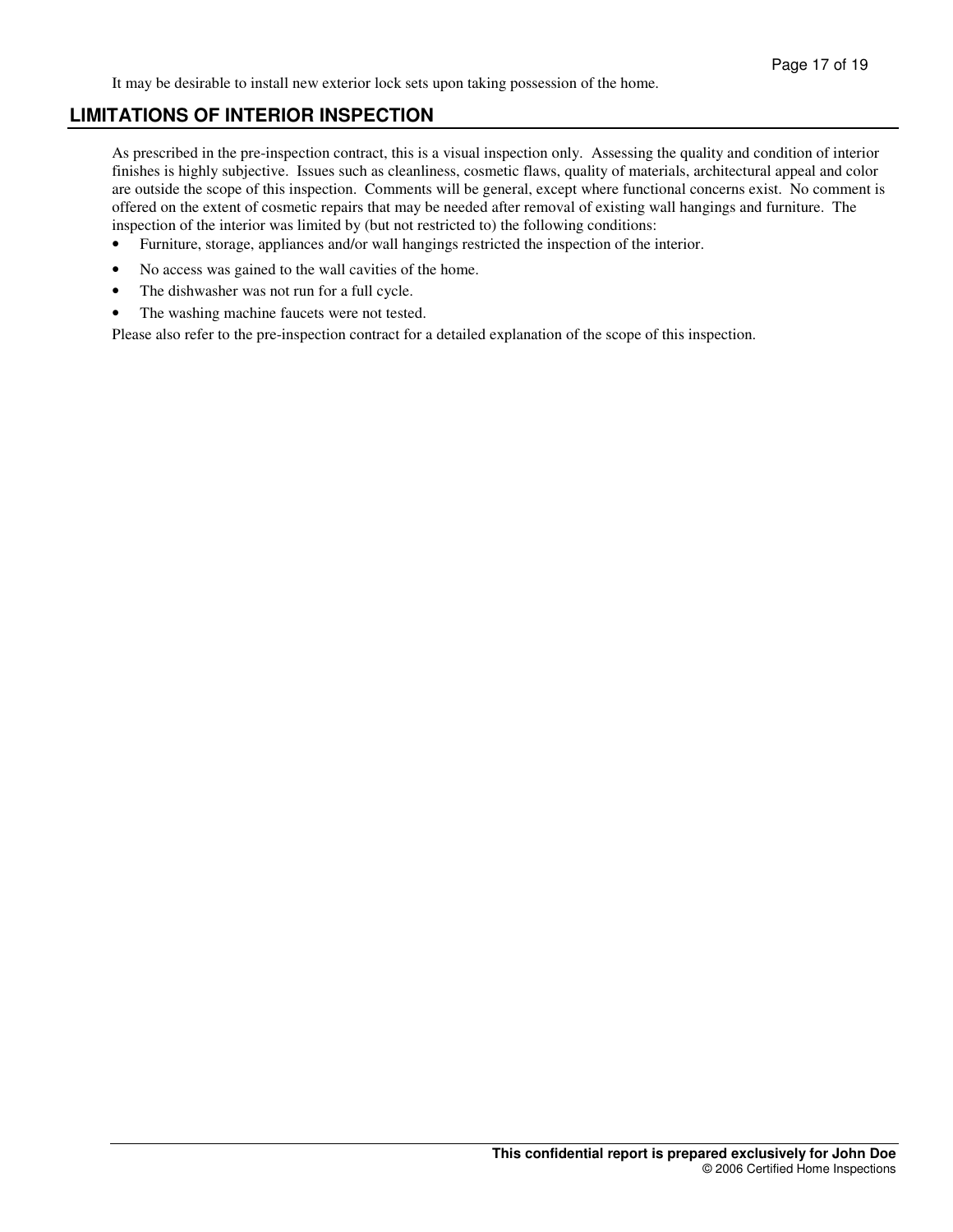It may be desirable to install new exterior lock sets upon taking possession of the home.

## LIMITATIONS OF INTERIOR INSPECTION

As prescribed in the pre-inspection contract, this is a visual inspection only. Assessing the quality and condition of interior finishes is highly subjective. Issues such as cleanliness, cosmetic flaws, quality of materials, architectural appeal and color are outside the scope of this inspection. Comments will be general, except where functional concerns exist. No comment is offered on the extent of cosmetic repairs that may be needed after removal of existing wall hangings and furniture. The inspection of the interior was limited by (but not restricted to) the following conditions:

- Furniture, storage, appliances and/or wall hangings restricted the inspection of the interior.
- No access was gained to the wall cavities of the home.
- The dishwasher was not run for a full cycle.
- The washing machine faucets were not tested.

Please also refer to the pre-inspection contract for a detailed explanation of the scope of this inspection.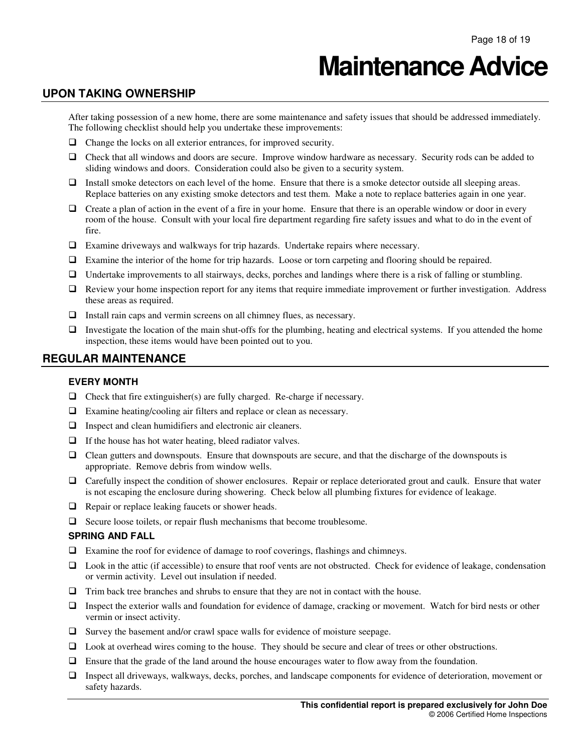# Maintenance Advice

## UPON TAKING OWNERSHIP

After taking possession of a new home, there are some maintenance and safety issues that should be addressed immediately. The following checklist should help you undertake these improvements:

- Change the locks on all exterior entrances, for improved security.
- Check that all windows and doors are secure. Improve window hardware as necessary. Security rods can be added to sliding windows and doors. Consideration could also be given to a security system.
- Install smoke detectors on each level of the home. Ensure that there is a smoke detector outside all sleeping areas. Replace batteries on any existing smoke detectors and test them. Make a note to replace batteries again in one year.
- Create a plan of action in the event of a fire in your home. Ensure that there is an operable window or door in every room of the house. Consult with your local fire department regarding fire safety issues and what to do in the event of fire.
- Examine driveways and walkways for trip hazards. Undertake repairs where necessary.
- Examine the interior of the home for trip hazards. Loose or torn carpeting and flooring should be repaired.
- Undertake improvements to all stairways, decks, porches and landings where there is a risk of falling or stumbling.
- Review your home inspection report for any items that require immediate improvement or further investigation. Address these areas as required.
- Install rain caps and vermin screens on all chimney flues, as necessary.
- Investigate the location of the main shut-offs for the plumbing, heating and electrical systems. If you attended the home inspection, these items would have been pointed out to you.

## REGULAR MAINTENANCE

### EVERY MONTH

- Check that fire extinguisher(s) are fully charged. Re-charge if necessary.
- Examine heating/cooling air filters and replace or clean as necessary.
- Inspect and clean humidifiers and electronic air cleaners.
- If the house has hot water heating, bleed radiator valves.
- Clean gutters and downspouts. Ensure that downspouts are secure, and that the discharge of the downspouts is appropriate. Remove debris from window wells.
- Carefully inspect the condition of shower enclosures. Repair or replace deteriorated grout and caulk. Ensure that water is not escaping the enclosure during showering. Check below all plumbing fixtures for evidence of leakage.
- Repair or replace leaking faucets or shower heads.
- Secure loose toilets, or repair flush mechanisms that become troublesome.

### SPRING AND FALL

- Examine the roof for evidence of damage to roof coverings, flashings and chimneys.
- Look in the attic (if accessible) to ensure that roof vents are not obstructed. Check for evidence of leakage, condensation or vermin activity. Level out insulation if needed.
- Trim back tree branches and shrubs to ensure that they are not in contact with the house.
- Inspect the exterior walls and foundation for evidence of damage, cracking or movement. Watch for bird nests or other vermin or insect activity.
- Survey the basement and/or crawl space walls for evidence of moisture seepage.
- Look at overhead wires coming to the house. They should be secure and clear of trees or other obstructions.
- Ensure that the grade of the land around the house encourages water to flow away from the foundation.
- Inspect all driveways, walkways, decks, porches, and landscape components for evidence of deterioration, movement or safety hazards.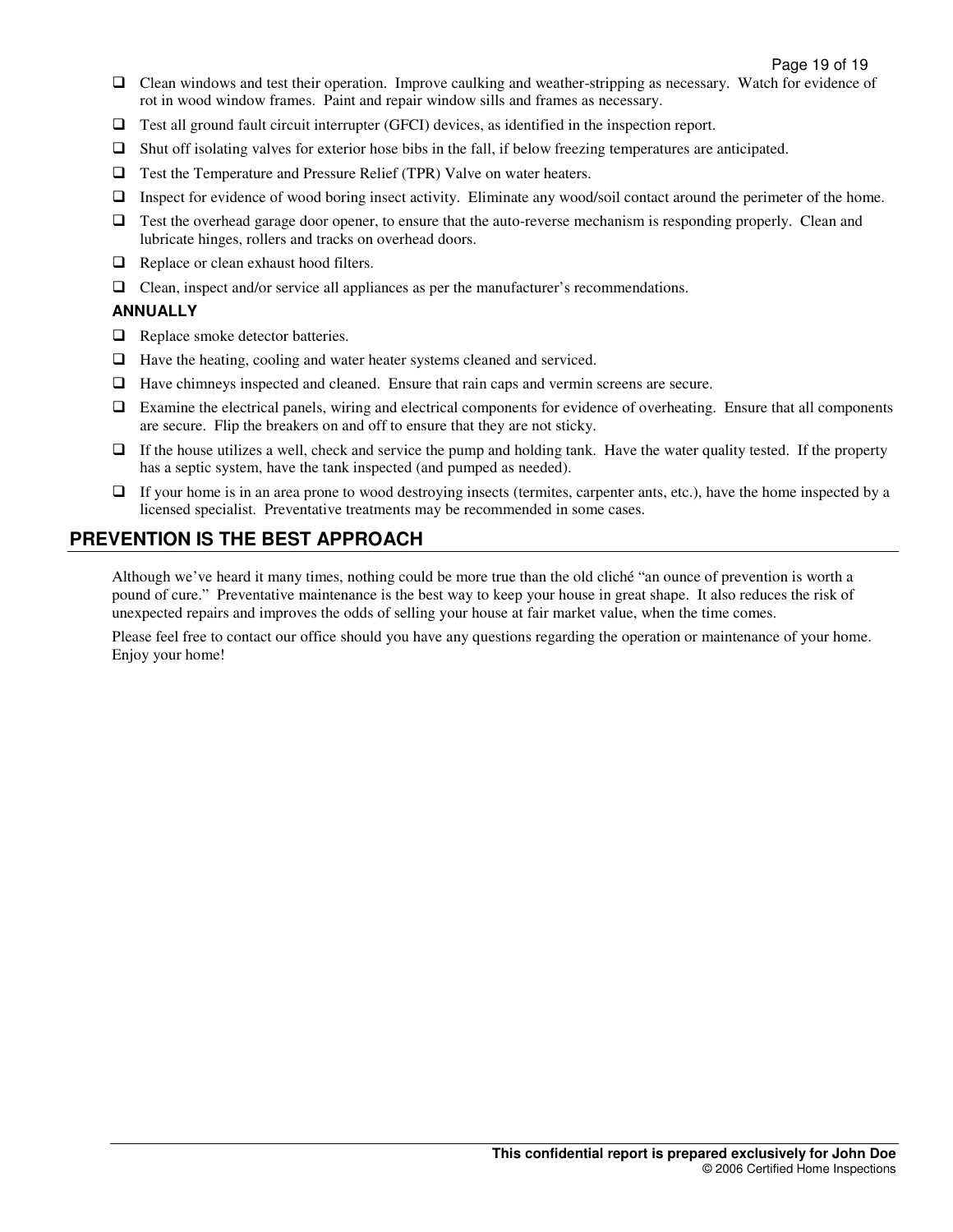- [ ] Clean windows and test their operation. Improve caulking and weather-stripping as necessary. Watch for evidence of rot in wood window frames. Paint and repair window sills and frames as necessary.
- [ ] Test all ground fault circuit interrupter (GFCI) devices, as identified in the inspection report.
- [ ] Shut off isolating valves for exterior hose bibs in the fall, if below freezing temperatures are anticipated.
- [ ] Test the Temperature and Pressure Relief (TPR) Valve on water heaters.
- [ ] Inspect for evidence of wood boring insect activity. Eliminate any wood/soil contact around the perimeter of the home.
- [ ] Test the overhead garage door opener, to ensure that the auto-reverse mechanism is responding properly. Clean and lubricate hinges, rollers and tracks on overhead doors.
- [ ] Replace or clean exhaust hood filters.
- [ ] Clean, inspect and/or service all appliances as per the manufacturer's recommendations.

**ANNUALLY**

- [ ] Replace smoke detector batteries.
- [ ] Have the heating, cooling and water heater systems cleaned and serviced.
- [ ] Have chimneys inspected and cleaned. Ensure that rain caps and vermin screens are secure.
- [ ] Examine the electrical panels, wiring and electrical components for evidence of overheating. Ensure that all components are secure. Flip the breakers on and off to ensure that they are not sticky.
- [ ] If the house utilizes a well, check and service the pump and holding tank. Have the water quality tested. If the property has a septic system, have the tank inspected (and pumped as needed).
- [ ] If your home is in an area prone to wood destroying insects (termites, carpenter ants, etc.), have the home inspected by a licensed specialist. Preventative treatments may be recommended in some cases.

## PREVENTION IS THE BEST APPROACH

Although we've heard it many times, nothing could be more true than the old cliché "an ounce of prevention is worth a pound of cure." Preventative maintenance is the best way to keep your house in great shape. It also reduces the risk of unexpected repairs and improves the odds of selling your house at fair market value, when the time comes.

Please feel free to contact our office should you have any questions regarding the operation or maintenance of your home. Enjoy your home!